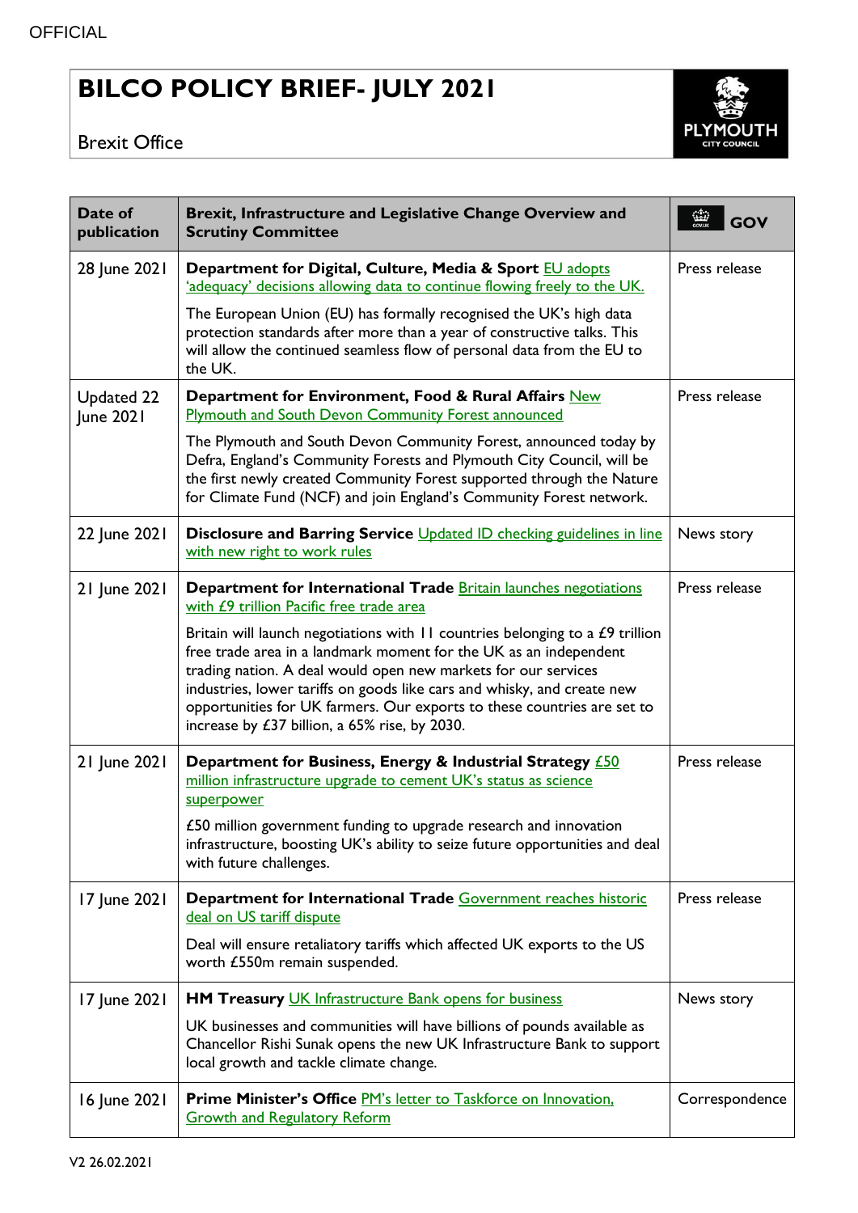OFFICIAL

# BILCO POLICY BRIEF- JULY 2021

Brexit Office

| Date of publication | Brexit, Infrastructure and Legislative Change Overview and Scrutiny Committee | GOV |
|---|---|---|
| 28 June 2021 | **Department for Digital, Culture, Media & Sport** EU adopts 'adequacy' decisions allowing data to continue flowing freely to the UK.<br><br>The European Union (EU) has formally recognised the UK's high data protection standards after more than a year of constructive talks. This will allow the continued seamless flow of personal data from the EU to the UK. | Press release |
| Updated 22 June 2021 | **Department for Environment, Food & Rural Affairs** New Plymouth and South Devon Community Forest announced<br><br>The Plymouth and South Devon Community Forest, announced today by Defra, England's Community Forests and Plymouth City Council, will be the first newly created Community Forest supported through the Nature for Climate Fund (NCF) and join England's Community Forest network. | Press release |
| 22 June 2021 | **Disclosure and Barring Service** Updated ID checking guidelines in line with new right to work rules | News story |
| 21 June 2021 | **Department for International Trade** Britain launches negotiations with £9 trillion Pacific free trade area<br><br>Britain will launch negotiations with 11 countries belonging to a £9 trillion free trade area in a landmark moment for the UK as an independent trading nation. A deal would open new markets for our services industries, lower tariffs on goods like cars and whisky, and create new opportunities for UK farmers. Our exports to these countries are set to increase by £37 billion, a 65% rise, by 2030. | Press release |
| 21 June 2021 | **Department for Business, Energy & Industrial Strategy** £50 million infrastructure upgrade to cement UK's status as science superpower<br><br>£50 million government funding to upgrade research and innovation infrastructure, boosting UK's ability to seize future opportunities and deal with future challenges. | Press release |
| 17 June 2021 | **Department for International Trade** Government reaches historic deal on US tariff dispute<br><br>Deal will ensure retaliatory tariffs which affected UK exports to the US worth £550m remain suspended. | Press release |
| 17 June 2021 | **HM Treasury** UK Infrastructure Bank opens for business<br><br>UK businesses and communities will have billions of pounds available as Chancellor Rishi Sunak opens the new UK Infrastructure Bank to support local growth and tackle climate change. | News story |
| 16 June 2021 | **Prime Minister's Office** PM's letter to Taskforce on Innovation, Growth and Regulatory Reform | Correspondence |

V2 26.02.2021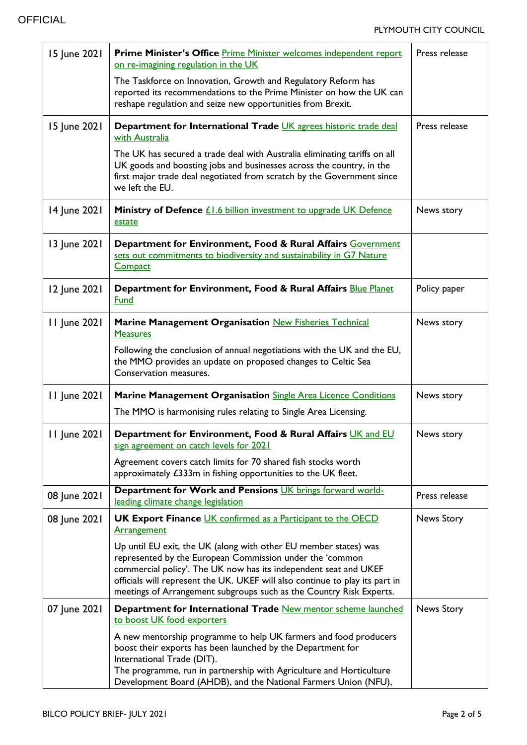| 15 June 2021 | **Prime Minister's Office** Prime Minister welcomes independent report on re-imagining regulation in the UK<br><br>The Taskforce on Innovation, Growth and Regulatory Reform has reported its recommendations to the Prime Minister on how the UK can reshape regulation and seize new opportunities from Brexit. | Press release |
|---|---|---|
| 15 June 2021 | **Department for International Trade** UK agrees historic trade deal with Australia<br><br>The UK has secured a trade deal with Australia eliminating tariffs on all UK goods and boosting jobs and businesses across the country, in the first major trade deal negotiated from scratch by the Government since we left the EU. | Press release |
| 14 June 2021 | **Ministry of Defence** £1.6 billion investment to upgrade UK Defence estate | News story |
| 13 June 2021 | **Department for Environment, Food & Rural Affairs** Government sets out commitments to biodiversity and sustainability in G7 Nature Compact | |
| 12 June 2021 | **Department for Environment, Food & Rural Affairs** Blue Planet Fund | Policy paper |
| 11 June 2021 | **Marine Management Organisation** New Fisheries Technical Measures<br><br>Following the conclusion of annual negotiations with the UK and the EU, the MMO provides an update on proposed changes to Celtic Sea Conservation measures. | News story |
| 11 June 2021 | **Marine Management Organisation** Single Area Licence Conditions<br><br>The MMO is harmonising rules relating to Single Area Licensing. | News story |
| 11 June 2021 | **Department for Environment, Food & Rural Affairs** UK and EU sign agreement on catch levels for 2021<br><br>Agreement covers catch limits for 70 shared fish stocks worth approximately £333m in fishing opportunities to the UK fleet. | News story |
| 08 June 2021 | **Department for Work and Pensions** UK brings forward world-leading climate change legislation | Press release |
| 08 June 2021 | **UK Export Finance** UK confirmed as a Participant to the OECD Arrangement<br><br>Up until EU exit, the UK (along with other EU member states) was represented by the European Commission under the 'common commercial policy'. The UK now has its independent seat and UKEF officials will represent the UK. UKEF will also continue to play its part in meetings of Arrangement subgroups such as the Country Risk Experts. | News Story |
| 07 June 2021 | **Department for International Trade** New mentor scheme launched to boost UK food exporters<br><br>A new mentorship programme to help UK farmers and food producers boost their exports has been launched by the Department for International Trade (DIT).<br>The programme, run in partnership with Agriculture and Horticulture Development Board (AHDB), and the National Farmers Union (NFU), | News Story |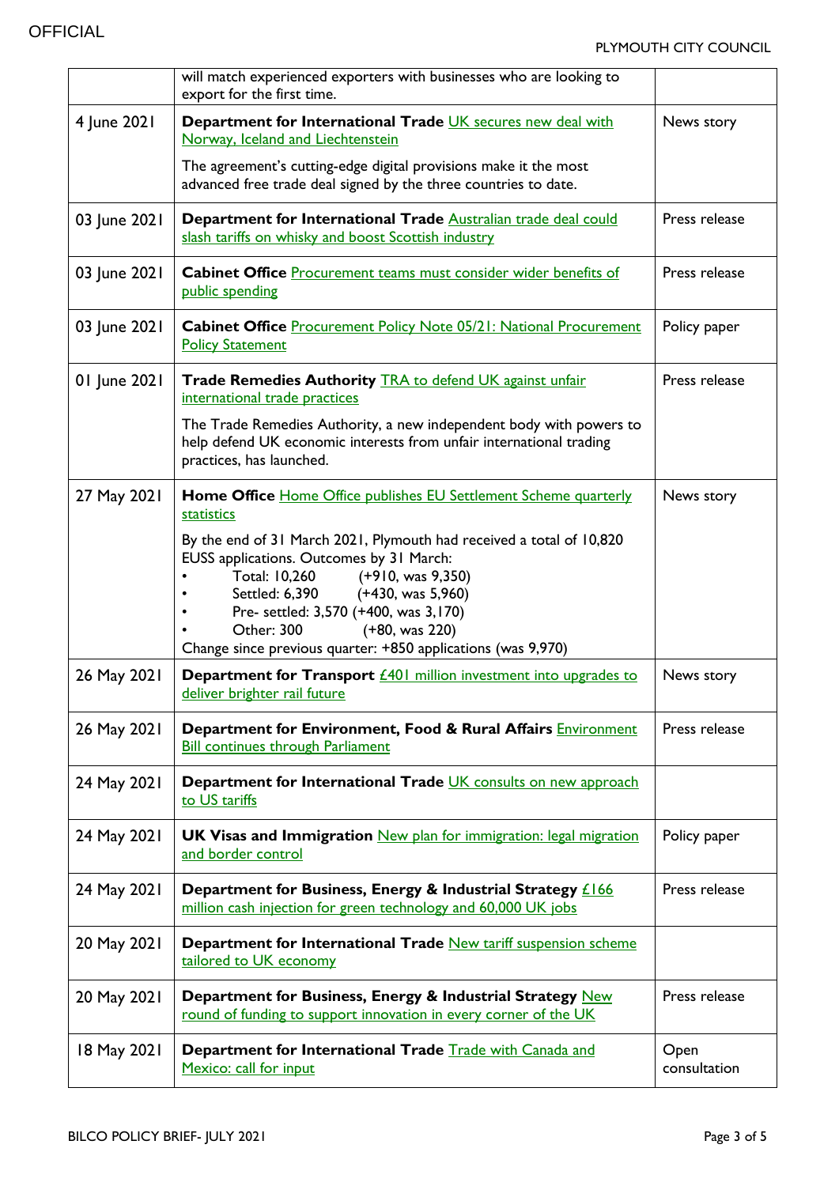| | | |
|---|---|---|
| | will match experienced exporters with businesses who are looking to export for the first time. | |
| 4 June 2021 | **Department for International Trade** UK secures new deal with Norway, Iceland and Liechtenstein<br><br>The agreement's cutting-edge digital provisions make it the most advanced free trade deal signed by the three countries to date. | News story |
| 03 June 2021 | **Department for International Trade** Australian trade deal could slash tariffs on whisky and boost Scottish industry | Press release |
| 03 June 2021 | **Cabinet Office** Procurement teams must consider wider benefits of public spending | Press release |
| 03 June 2021 | **Cabinet Office** Procurement Policy Note 05/21: National Procurement Policy Statement | Policy paper |
| 01 June 2021 | **Trade Remedies Authority** TRA to defend UK against unfair international trade practices<br><br>The Trade Remedies Authority, a new independent body with powers to help defend UK economic interests from unfair international trading practices, has launched. | Press release |
| 27 May 2021 | **Home Office** Home Office publishes EU Settlement Scheme quarterly statistics<br><br>By the end of 31 March 2021, Plymouth had received a total of 10,820 EUSS applications. Outcomes by 31 March:<br>• Total: 10,260 (+910, was 9,350)<br>• Settled: 6,390 (+430, was 5,960)<br>• Pre- settled: 3,570 (+400, was 3,170)<br>• Other: 300 (+80, was 220)<br>Change since previous quarter: +850 applications (was 9,970) | News story |
| 26 May 2021 | **Department for Transport** £401 million investment into upgrades to deliver brighter rail future | News story |
| 26 May 2021 | **Department for Environment, Food & Rural Affairs** Environment Bill continues through Parliament | Press release |
| 24 May 2021 | **Department for International Trade** UK consults on new approach to US tariffs | |
| 24 May 2021 | **UK Visas and Immigration** New plan for immigration: legal migration and border control | Policy paper |
| 24 May 2021 | **Department for Business, Energy & Industrial Strategy** £166 million cash injection for green technology and 60,000 UK jobs | Press release |
| 20 May 2021 | **Department for International Trade** New tariff suspension scheme tailored to UK economy | |
| 20 May 2021 | **Department for Business, Energy & Industrial Strategy** New round of funding to support innovation in every corner of the UK | Press release |
| 18 May 2021 | **Department for International Trade** Trade with Canada and Mexico: call for input | Open consultation |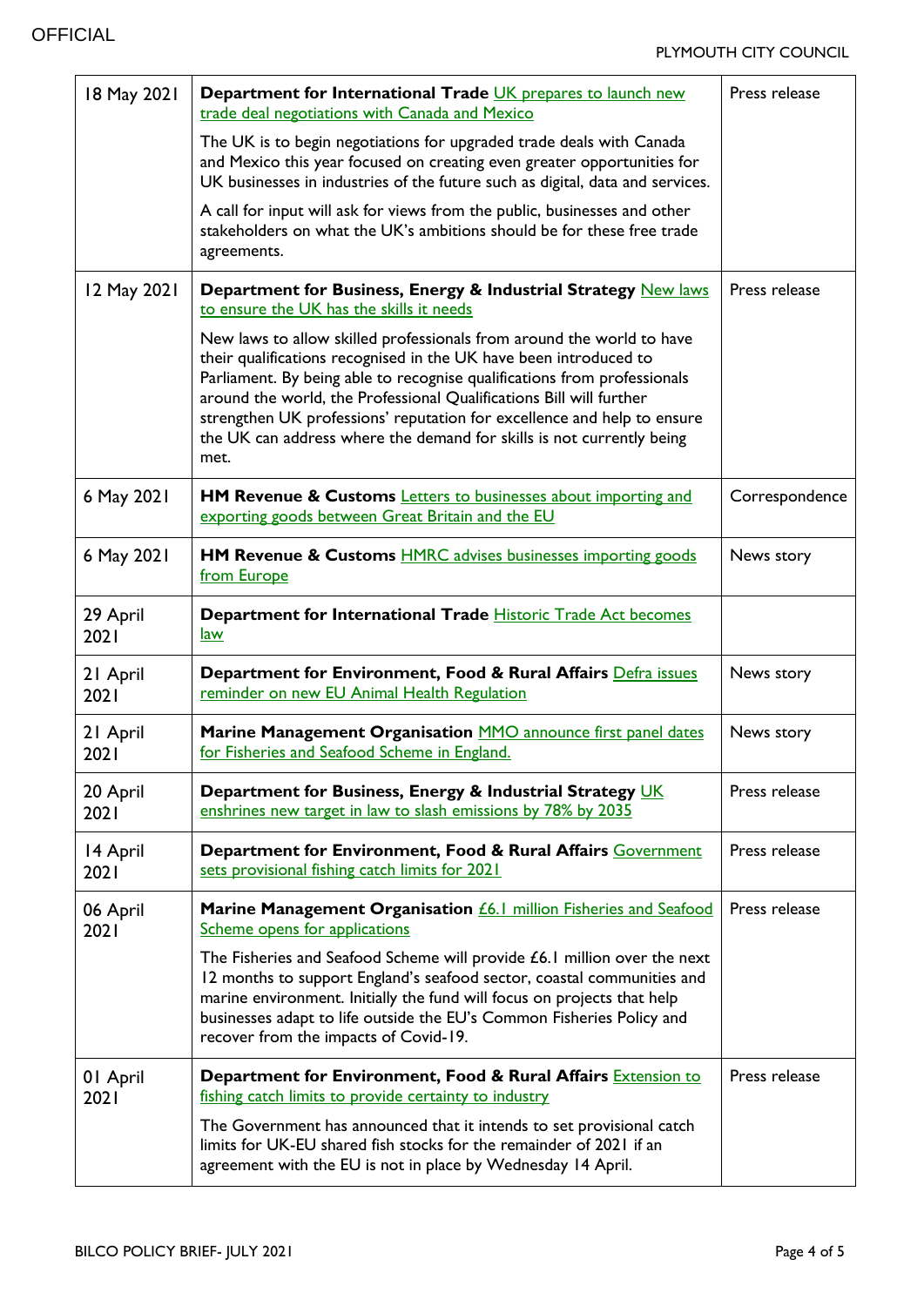| | | |
|---|---|---|
| 18 May 2021 | **Department for International Trade** UK prepares to launch new trade deal negotiations with Canada and Mexico<br><br>The UK is to begin negotiations for upgraded trade deals with Canada and Mexico this year focused on creating even greater opportunities for UK businesses in industries of the future such as digital, data and services.<br><br>A call for input will ask for views from the public, businesses and other stakeholders on what the UK's ambitions should be for these free trade agreements. | Press release |
| 12 May 2021 | **Department for Business, Energy & Industrial Strategy** New laws to ensure the UK has the skills it needs<br><br>New laws to allow skilled professionals from around the world to have their qualifications recognised in the UK have been introduced to Parliament. By being able to recognise qualifications from professionals around the world, the Professional Qualifications Bill will further strengthen UK professions' reputation for excellence and help to ensure the UK can address where the demand for skills is not currently being met. | Press release |
| 6 May 2021 | **HM Revenue & Customs** Letters to businesses about importing and exporting goods between Great Britain and the EU | Correspondence |
| 6 May 2021 | **HM Revenue & Customs** HMRC advises businesses importing goods from Europe | News story |
| 29 April 2021 | **Department for International Trade** Historic Trade Act becomes law | |
| 21 April 2021 | **Department for Environment, Food & Rural Affairs** Defra issues reminder on new EU Animal Health Regulation | News story |
| 21 April 2021 | **Marine Management Organisation** MMO announce first panel dates for Fisheries and Seafood Scheme in England. | News story |
| 20 April 2021 | **Department for Business, Energy & Industrial Strategy** UK enshrines new target in law to slash emissions by 78% by 2035 | Press release |
| 14 April 2021 | **Department for Environment, Food & Rural Affairs** Government sets provisional fishing catch limits for 2021 | Press release |
| 06 April 2021 | **Marine Management Organisation** £6.1 million Fisheries and Seafood Scheme opens for applications<br><br>The Fisheries and Seafood Scheme will provide £6.1 million over the next 12 months to support England's seafood sector, coastal communities and marine environment. Initially the fund will focus on projects that help businesses adapt to life outside the EU's Common Fisheries Policy and recover from the impacts of Covid-19. | Press release |
| 01 April 2021 | **Department for Environment, Food & Rural Affairs** Extension to fishing catch limits to provide certainty to industry<br><br>The Government has announced that it intends to set provisional catch limits for UK-EU shared fish stocks for the remainder of 2021 if an agreement with the EU is not in place by Wednesday 14 April. | Press release |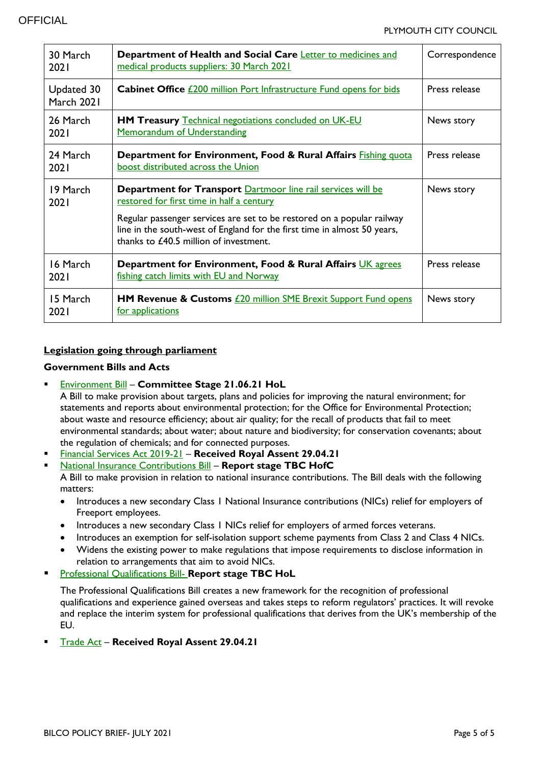| | | |
|---|---|---|
| 30 March 2021 | **Department of Health and Social Care** Letter to medicines and medical products suppliers: 30 March 2021 | Correspondence |
| Updated 30 March 2021 | **Cabinet Office** £200 million Port Infrastructure Fund opens for bids | Press release |
| 26 March 2021 | **HM Treasury** Technical negotiations concluded on UK-EU Memorandum of Understanding | News story |
| 24 March 2021 | **Department for Environment, Food & Rural Affairs** Fishing quota boost distributed across the Union | Press release |
| 19 March 2021 | **Department for Transport** Dartmoor line rail services will be restored for first time in half a century<br><br>Regular passenger services are set to be restored on a popular railway line in the south-west of England for the first time in almost 50 years, thanks to £40.5 million of investment. | News story |
| 16 March 2021 | **Department for Environment, Food & Rural Affairs** UK agrees fishing catch limits with EU and Norway | Press release |
| 15 March 2021 | **HM Revenue & Customs** £20 million SME Brexit Support Fund opens for applications | News story |

## Legislation going through parliament

### Government Bills and Acts

- Environment Bill – **Committee Stage 21.06.21 HoL**
  A Bill to make provision about targets, plans and policies for improving the natural environment; for statements and reports about environmental protection; for the Office for Environmental Protection; about waste and resource efficiency; about air quality; for the recall of products that fail to meet environmental standards; about water; about nature and biodiversity; for conservation covenants; about the regulation of chemicals; and for connected purposes.
- Financial Services Act 2019-21 – **Received Royal Assent 29.04.21**
- National Insurance Contributions Bill – **Report stage TBC HofC**
  A Bill to make provision in relation to national insurance contributions. The Bill deals with the following matters:
  - Introduces a new secondary Class 1 National Insurance contributions (NICs) relief for employers of Freeport employees.
  - Introduces a new secondary Class 1 NICs relief for employers of armed forces veterans.
  - Introduces an exemption for self-isolation support scheme payments from Class 2 and Class 4 NICs.
  - Widens the existing power to make regulations that impose requirements to disclose information in relation to arrangements that aim to avoid NICs.
- Professional Qualifications Bill- **Report stage TBC HoL**

  The Professional Qualifications Bill creates a new framework for the recognition of professional qualifications and experience gained overseas and takes steps to reform regulators' practices. It will revoke and replace the interim system for professional qualifications that derives from the UK's membership of the EU.
- Trade Act – **Received Royal Assent 29.04.21**